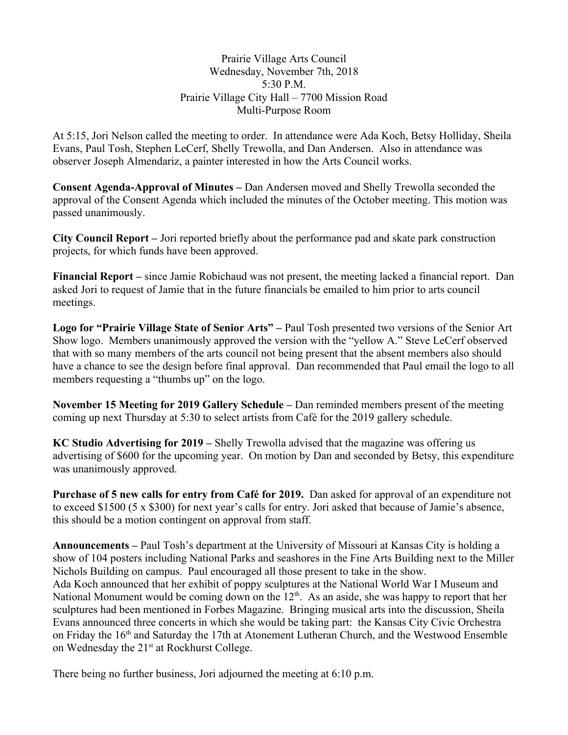Prairie Village Arts Council
Wednesday, November 7th, 2018
5:30 P.M.
Prairie Village City Hall – 7700 Mission Road
Multi-Purpose Room

At 5:15, Jori Nelson called the meeting to order. In attendance were Ada Koch, Betsy Holliday, Sheila Evans, Paul Tosh, Stephen LeCerf, Shelly Trewolla, and Dan Andersen. Also in attendance was observer Joseph Almendariz, a painter interested in how the Arts Council works.

**Consent Agenda-Approval of Minutes –** Dan Andersen moved and Shelly Trewolla seconded the approval of the Consent Agenda which included the minutes of the October meeting. This motion was passed unanimously.

**City Council Report –** Jori reported briefly about the performance pad and skate park construction projects, for which funds have been approved.

**Financial Report –** since Jamie Robichaud was not present, the meeting lacked a financial report. Dan asked Jori to request of Jamie that in the future financials be emailed to him prior to arts council meetings.

**Logo for "Prairie Village State of Senior Arts" –** Paul Tosh presented two versions of the Senior Art Show logo. Members unanimously approved the version with the "yellow A." Steve LeCerf observed that with so many members of the arts council not being present that the absent members also should have a chance to see the design before final approval. Dan recommended that Paul email the logo to all members requesting a "thumbs up" on the logo.

**November 15 Meeting for 2019 Gallery Schedule –** Dan reminded members present of the meeting coming up next Thursday at 5:30 to select artists from Café for the 2019 gallery schedule.

**KC Studio Advertising for 2019 –** Shelly Trewolla advised that the magazine was offering us advertising of $600 for the upcoming year. On motion by Dan and seconded by Betsy, this expenditure was unanimously approved.

**Purchase of 5 new calls for entry from Café for 2019.** Dan asked for approval of an expenditure not to exceed $1500 (5 x $300) for next year's calls for entry. Jori asked that because of Jamie's absence, this should be a motion contingent on approval from staff.

**Announcements –** Paul Tosh's department at the University of Missouri at Kansas City is holding a show of 104 posters including National Parks and seashores in the Fine Arts Building next to the Miller Nichols Building on campus. Paul encouraged all those present to take in the show.
Ada Koch announced that her exhibit of poppy sculptures at the National World War I Museum and National Monument would be coming down on the 12th. As an aside, she was happy to report that her sculptures had been mentioned in Forbes Magazine. Bringing musical arts into the discussion, Sheila Evans announced three concerts in which she would be taking part: the Kansas City Civic Orchestra on Friday the 16th and Saturday the 17th at Atonement Lutheran Church, and the Westwood Ensemble on Wednesday the 21st at Rockhurst College.

There being no further business, Jori adjourned the meeting at 6:10 p.m.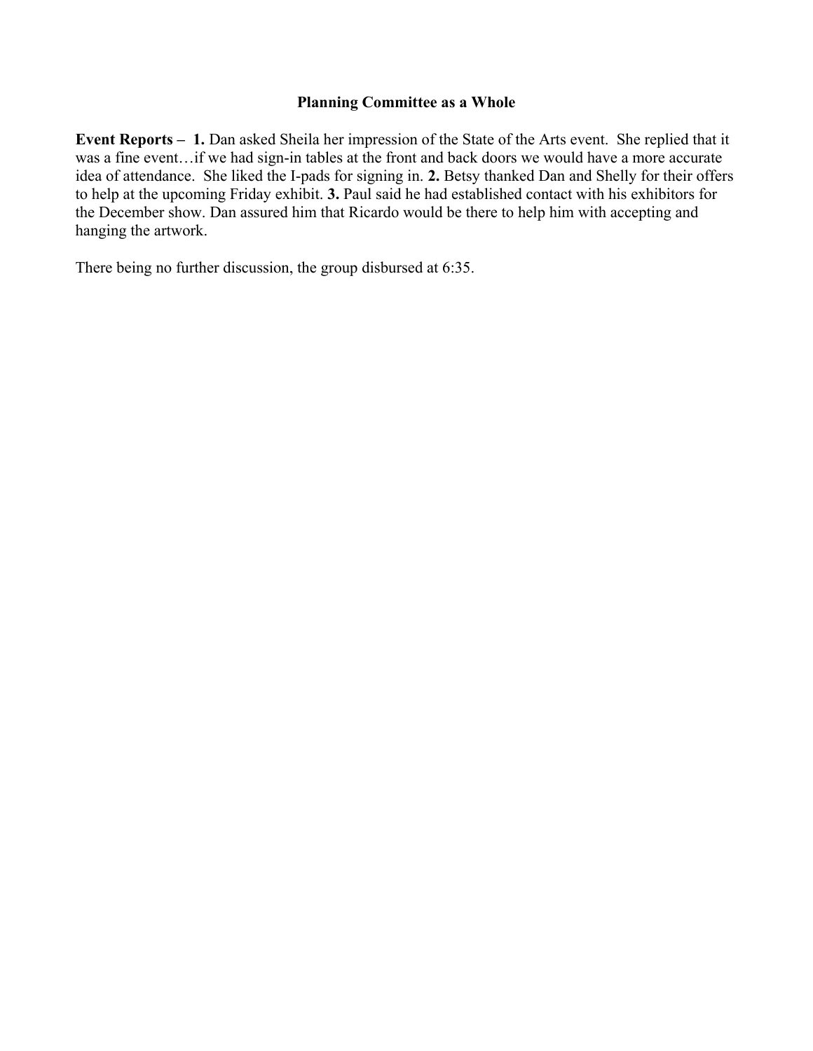### Planning Committee as a Whole

**Event Reports – 1.** Dan asked Sheila her impression of the State of the Arts event. She replied that it was a fine event…if we had sign-in tables at the front and back doors we would have a more accurate idea of attendance. She liked the I-pads for signing in. **2.** Betsy thanked Dan and Shelly for their offers to help at the upcoming Friday exhibit. **3.** Paul said he had established contact with his exhibitors for the December show. Dan assured him that Ricardo would be there to help him with accepting and hanging the artwork.

There being no further discussion, the group disbursed at 6:35.